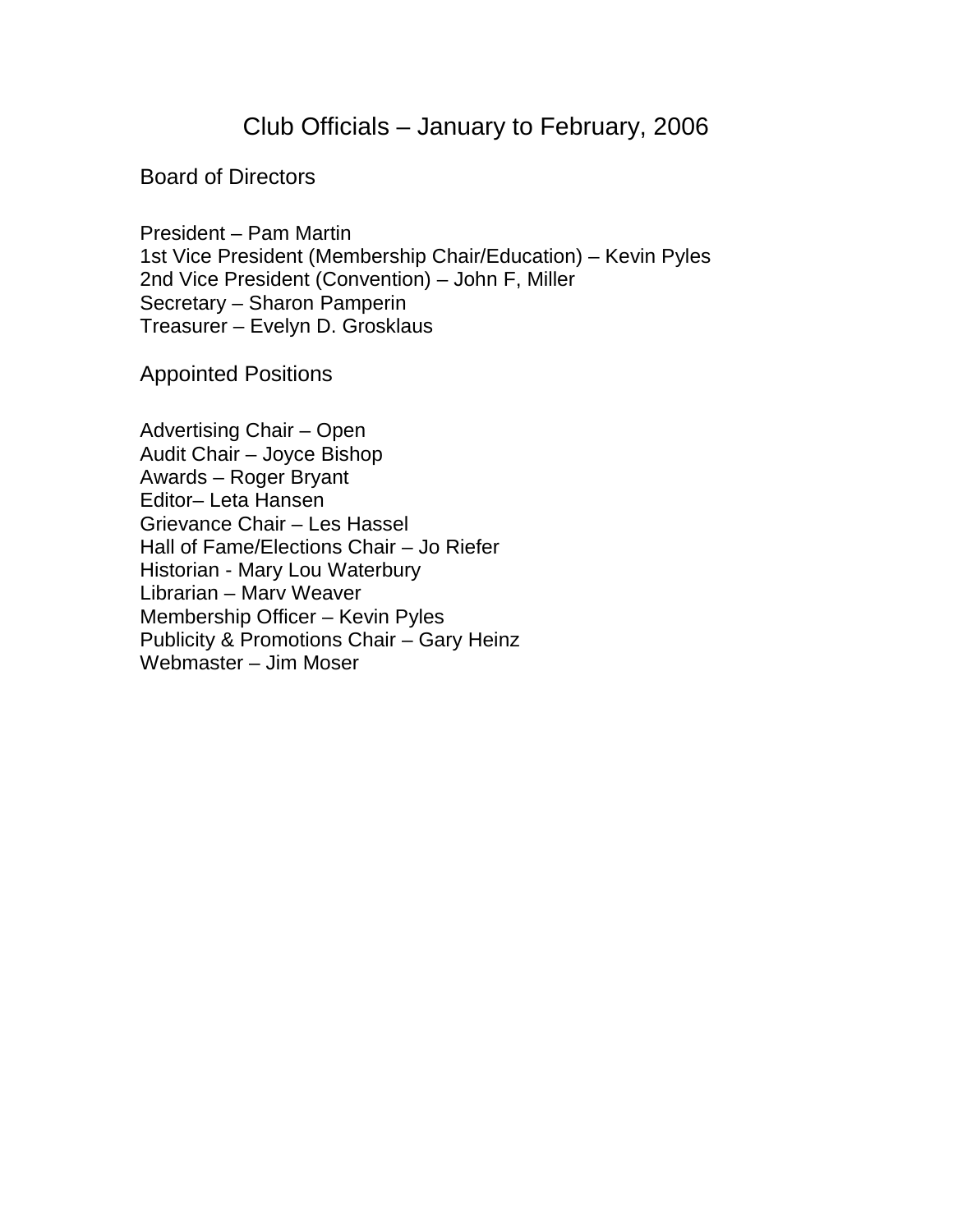# Club Officials – January to February, 2006

## Board of Directors

President – Pam Martin
1st Vice President (Membership Chair/Education) – Kevin Pyles
2nd Vice President (Convention) – John F, Miller
Secretary – Sharon Pamperin
Treasurer – Evelyn D. Grosklaus

## Appointed Positions

Advertising Chair – Open
Audit Chair – Joyce Bishop
Awards – Roger Bryant
Editor– Leta Hansen
Grievance Chair – Les Hassel
Hall of Fame/Elections Chair – Jo Riefer
Historian - Mary Lou Waterbury
Librarian – Marv Weaver
Membership Officer – Kevin Pyles
Publicity & Promotions Chair – Gary Heinz
Webmaster – Jim Moser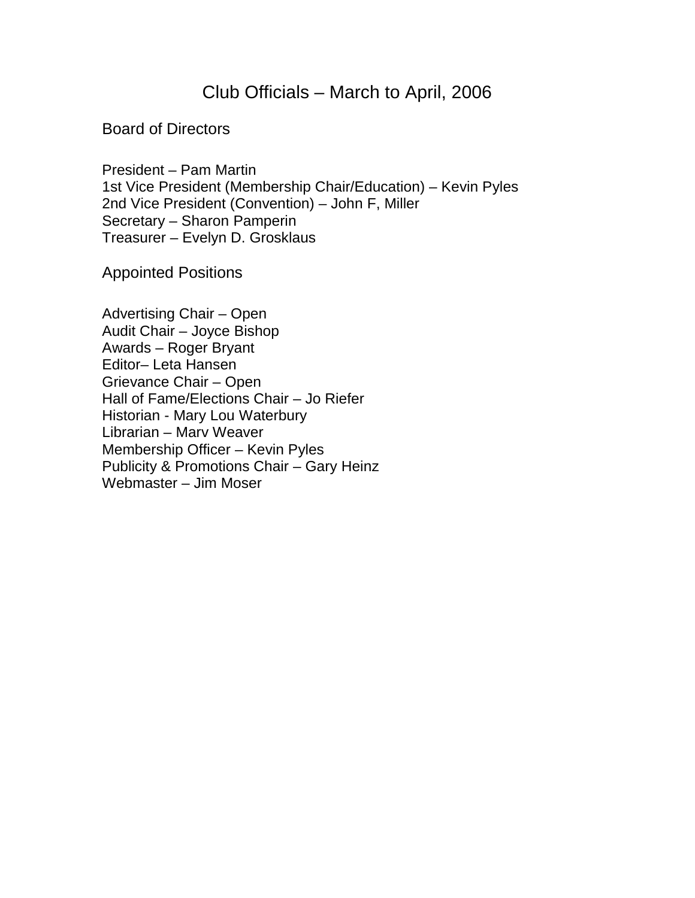# Club Officials – March to April, 2006

## Board of Directors

President – Pam Martin
1st Vice President (Membership Chair/Education) – Kevin Pyles
2nd Vice President (Convention) – John F, Miller
Secretary – Sharon Pamperin
Treasurer – Evelyn D. Grosklaus

## Appointed Positions

Advertising Chair – Open
Audit Chair – Joyce Bishop
Awards – Roger Bryant
Editor– Leta Hansen
Grievance Chair – Open
Hall of Fame/Elections Chair – Jo Riefer
Historian - Mary Lou Waterbury
Librarian – Marv Weaver
Membership Officer – Kevin Pyles
Publicity & Promotions Chair – Gary Heinz
Webmaster – Jim Moser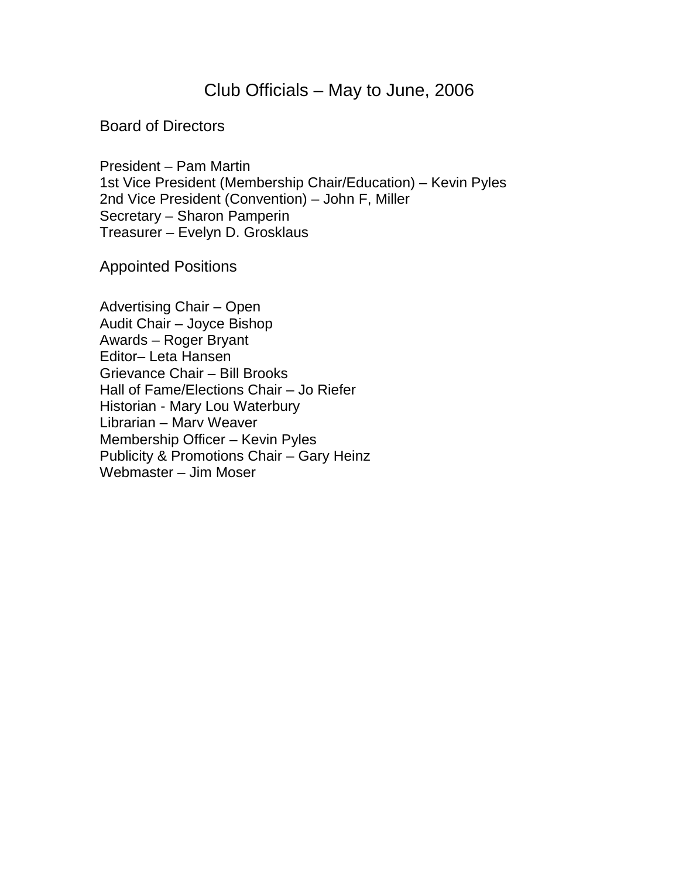# Club Officials – May to June, 2006

## Board of Directors

President – Pam Martin
1st Vice President (Membership Chair/Education) – Kevin Pyles
2nd Vice President (Convention) – John F, Miller
Secretary – Sharon Pamperin
Treasurer – Evelyn D. Grosklaus

## Appointed Positions

Advertising Chair – Open
Audit Chair – Joyce Bishop
Awards – Roger Bryant
Editor– Leta Hansen
Grievance Chair – Bill Brooks
Hall of Fame/Elections Chair – Jo Riefer
Historian - Mary Lou Waterbury
Librarian – Marv Weaver
Membership Officer – Kevin Pyles
Publicity & Promotions Chair – Gary Heinz
Webmaster – Jim Moser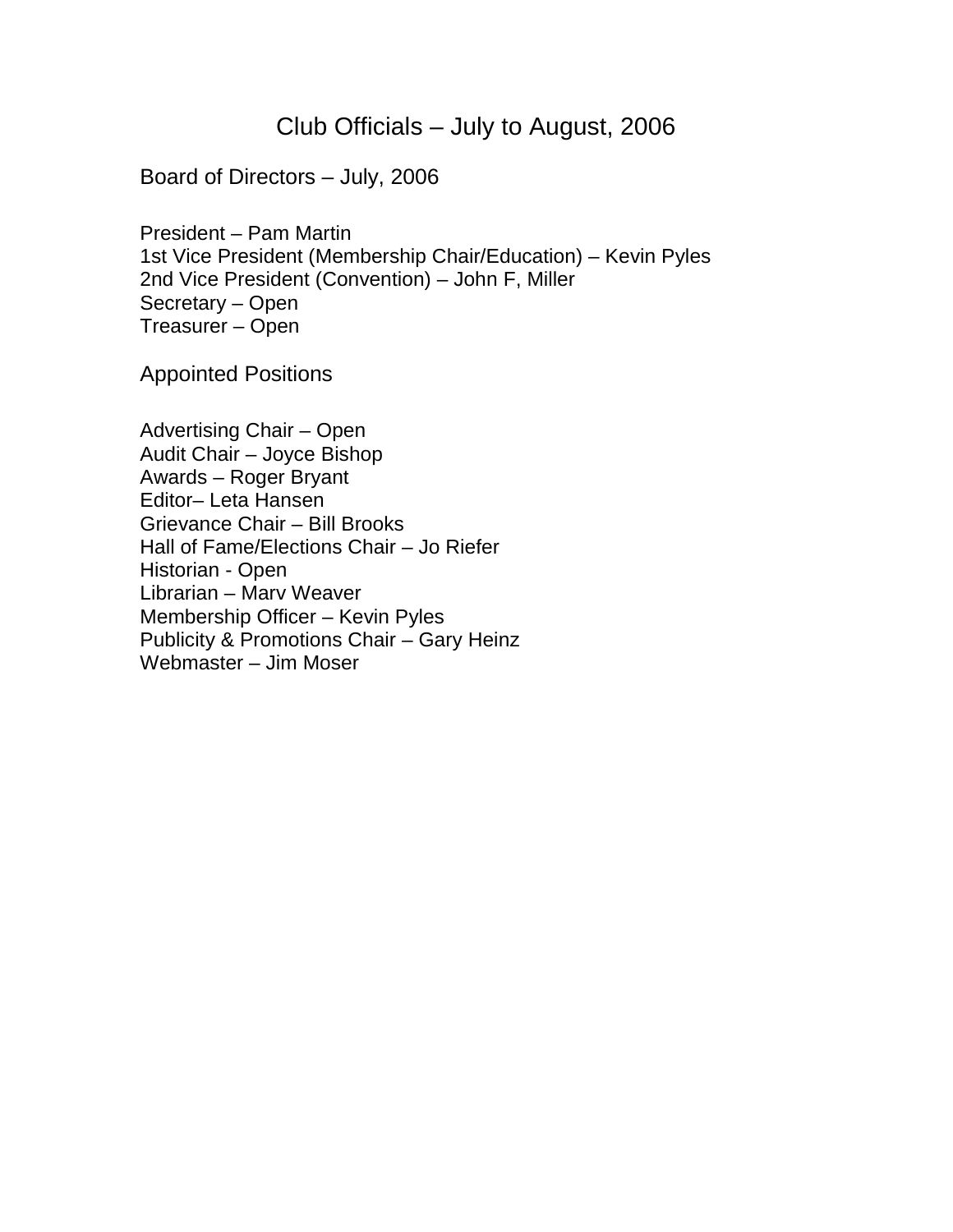# Club Officials – July to August, 2006

## Board of Directors – July, 2006

President – Pam Martin
1st Vice President (Membership Chair/Education) – Kevin Pyles
2nd Vice President (Convention) – John F, Miller
Secretary – Open
Treasurer – Open

## Appointed Positions

Advertising Chair – Open
Audit Chair – Joyce Bishop
Awards – Roger Bryant
Editor– Leta Hansen
Grievance Chair – Bill Brooks
Hall of Fame/Elections Chair – Jo Riefer
Historian - Open
Librarian – Marv Weaver
Membership Officer – Kevin Pyles
Publicity & Promotions Chair – Gary Heinz
Webmaster – Jim Moser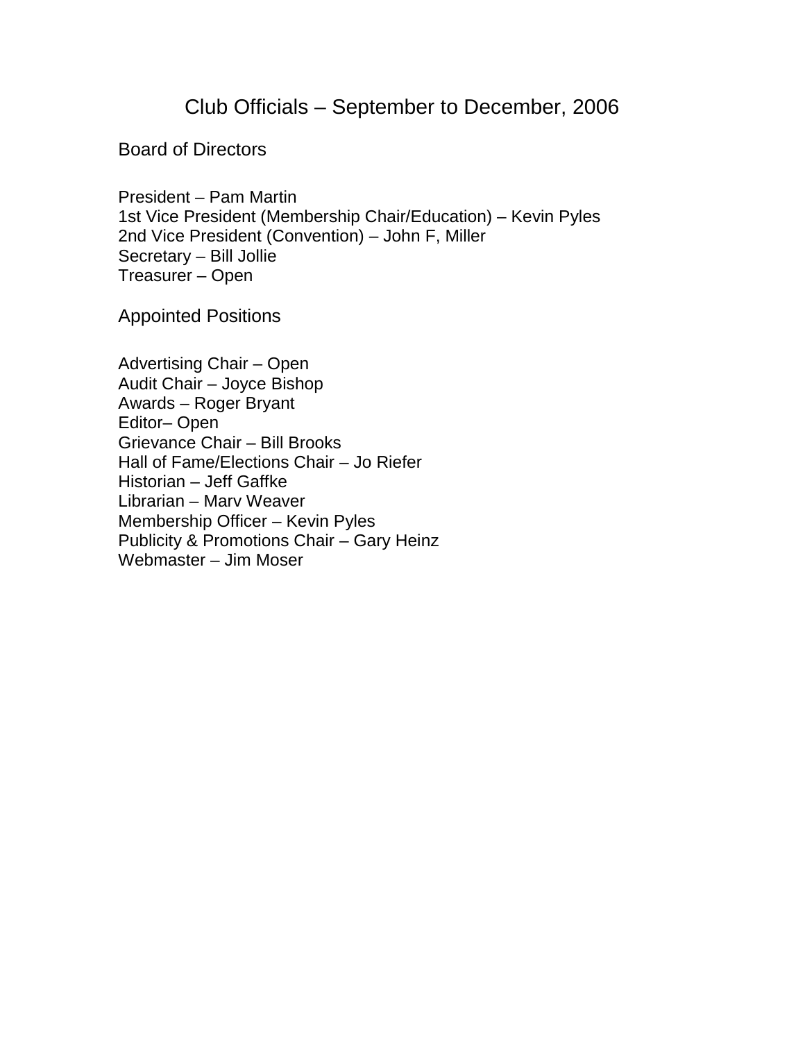# Club Officials – September to December, 2006

## Board of Directors

President – Pam Martin
1st Vice President (Membership Chair/Education) – Kevin Pyles
2nd Vice President (Convention) – John F, Miller
Secretary – Bill Jollie
Treasurer – Open

## Appointed Positions

Advertising Chair – Open
Audit Chair – Joyce Bishop
Awards – Roger Bryant
Editor– Open
Grievance Chair – Bill Brooks
Hall of Fame/Elections Chair – Jo Riefer
Historian – Jeff Gaffke
Librarian – Marv Weaver
Membership Officer – Kevin Pyles
Publicity & Promotions Chair – Gary Heinz
Webmaster – Jim Moser